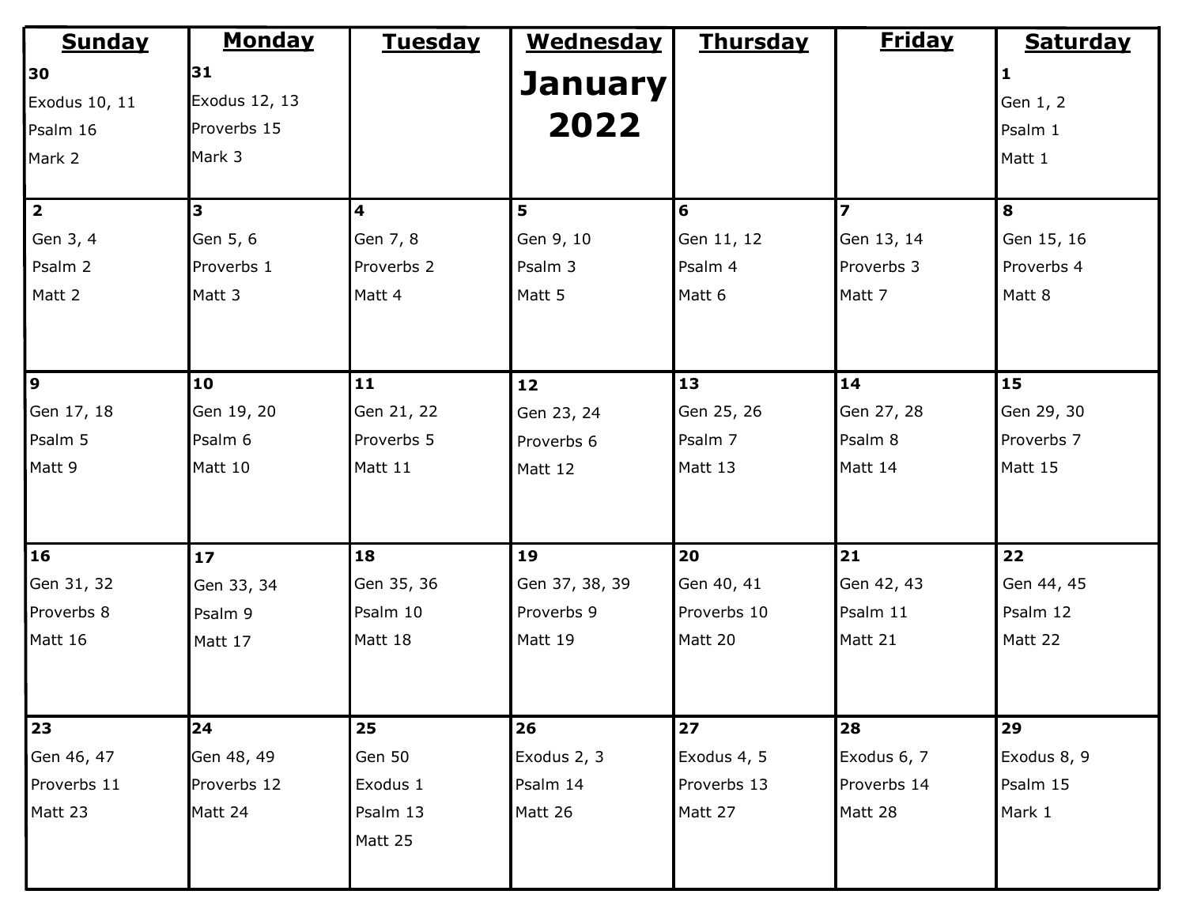# January 2022

| Sunday | Monday | Tuesday | Wednesday | Thursday | Friday | Saturday |
|---|---|---|---|---|---|---|
| **30**<br>Exodus 10, 11<br>Psalm 16<br>Mark 2 | **31**<br>Exodus 12, 13<br>Proverbs 15<br>Mark 3 | | | | | **1**<br>Gen 1, 2<br>Psalm 1<br>Matt 1 |
| **2**<br>Gen 3, 4<br>Psalm 2<br>Matt 2 | **3**<br>Gen 5, 6<br>Proverbs 1<br>Matt 3 | **4**<br>Gen 7, 8<br>Proverbs 2<br>Matt 4 | **5**<br>Gen 9, 10<br>Psalm 3<br>Matt 5 | **6**<br>Gen 11, 12<br>Psalm 4<br>Matt 6 | **7**<br>Gen 13, 14<br>Proverbs 3<br>Matt 7 | **8**<br>Gen 15, 16<br>Proverbs 4<br>Matt 8 |
| **9**<br>Gen 17, 18<br>Psalm 5<br>Matt 9 | **10**<br>Gen 19, 20<br>Psalm 6<br>Matt 10 | **11**<br>Gen 21, 22<br>Proverbs 5<br>Matt 11 | **12**<br>Gen 23, 24<br>Proverbs 6<br>Matt 12 | **13**<br>Gen 25, 26<br>Psalm 7<br>Matt 13 | **14**<br>Gen 27, 28<br>Psalm 8<br>Matt 14 | **15**<br>Gen 29, 30<br>Proverbs 7<br>Matt 15 |
| **16**<br>Gen 31, 32<br>Proverbs 8<br>Matt 16 | **17**<br>Gen 33, 34<br>Psalm 9<br>Matt 17 | **18**<br>Gen 35, 36<br>Psalm 10<br>Matt 18 | **19**<br>Gen 37, 38, 39<br>Proverbs 9<br>Matt 19 | **20**<br>Gen 40, 41<br>Proverbs 10<br>Matt 20 | **21**<br>Gen 42, 43<br>Psalm 11<br>Matt 21 | **22**<br>Gen 44, 45<br>Psalm 12<br>Matt 22 |
| **23**<br>Gen 46, 47<br>Proverbs 11<br>Matt 23 | **24**<br>Gen 48, 49<br>Proverbs 12<br>Matt 24 | **25**<br>Gen 50<br>Exodus 1<br>Psalm 13<br>Matt 25 | **26**<br>Exodus 2, 3<br>Psalm 14<br>Matt 26 | **27**<br>Exodus 4, 5<br>Proverbs 13<br>Matt 27 | **28**<br>Exodus 6, 7<br>Proverbs 14<br>Matt 28 | **29**<br>Exodus 8, 9<br>Psalm 15<br>Mark 1 |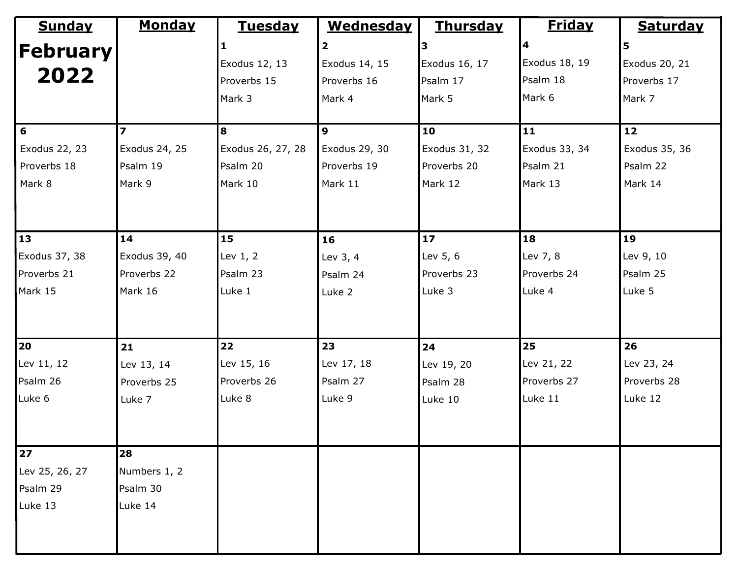# February 2022

| Sunday | Monday | Tuesday | Wednesday | Thursday | Friday | Saturday |
| --- | --- | --- | --- | --- | --- | --- |
| | | **1** Exodus 12, 13 Proverbs 15 Mark 3 | **2** Exodus 14, 15 Proverbs 16 Mark 4 | **3** Exodus 16, 17 Psalm 17 Mark 5 | **4** Exodus 18, 19 Psalm 18 Mark 6 | **5** Exodus 20, 21 Proverbs 17 Mark 7 |
| **6** Exodus 22, 23 Proverbs 18 Mark 8 | **7** Exodus 24, 25 Psalm 19 Mark 9 | **8** Exodus 26, 27, 28 Psalm 20 Mark 10 | **9** Exodus 29, 30 Proverbs 19 Mark 11 | **10** Exodus 31, 32 Proverbs 20 Mark 12 | **11** Exodus 33, 34 Psalm 21 Mark 13 | **12** Exodus 35, 36 Psalm 22 Mark 14 |
| **13** Exodus 37, 38 Proverbs 21 Mark 15 | **14** Exodus 39, 40 Proverbs 22 Mark 16 | **15** Lev 1, 2 Psalm 23 Luke 1 | **16** Lev 3, 4 Psalm 24 Luke 2 | **17** Lev 5, 6 Proverbs 23 Luke 3 | **18** Lev 7, 8 Proverbs 24 Luke 4 | **19** Lev 9, 10 Psalm 25 Luke 5 |
| **20** Lev 11, 12 Psalm 26 Luke 6 | **21** Lev 13, 14 Proverbs 25 Luke 7 | **22** Lev 15, 16 Proverbs 26 Luke 8 | **23** Lev 17, 18 Psalm 27 Luke 9 | **24** Lev 19, 20 Psalm 28 Luke 10 | **25** Lev 21, 22 Proverbs 27 Luke 11 | **26** Lev 23, 24 Proverbs 28 Luke 12 |
| **27** Lev 25, 26, 27 Psalm 29 Luke 13 | **28** Numbers 1, 2 Psalm 30 Luke 14 | | | | | |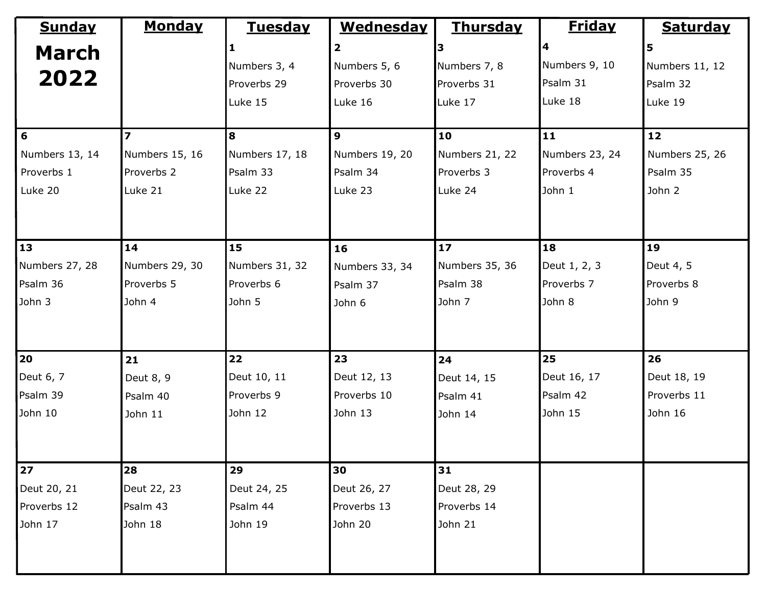# March 2022

| Sunday | Monday | Tuesday | Wednesday | Thursday | Friday | Saturday |
|---|---|---|---|---|---|---|
| | | 1<br>Numbers 3, 4<br>Proverbs 29<br>Luke 15 | 2<br>Numbers 5, 6<br>Proverbs 30<br>Luke 16 | 3<br>Numbers 7, 8<br>Proverbs 31<br>Luke 17 | 4<br>Numbers 9, 10<br>Psalm 31<br>Luke 18 | 5<br>Numbers 11, 12<br>Psalm 32<br>Luke 19 |
| 6<br>Numbers 13, 14<br>Proverbs 1<br>Luke 20 | 7<br>Numbers 15, 16<br>Proverbs 2<br>Luke 21 | 8<br>Numbers 17, 18<br>Psalm 33<br>Luke 22 | 9<br>Numbers 19, 20<br>Psalm 34<br>Luke 23 | 10<br>Numbers 21, 22<br>Proverbs 3<br>Luke 24 | 11<br>Numbers 23, 24<br>Proverbs 4<br>John 1 | 12<br>Numbers 25, 26<br>Psalm 35<br>John 2 |
| 13<br>Numbers 27, 28<br>Psalm 36<br>John 3 | 14<br>Numbers 29, 30<br>Proverbs 5<br>John 4 | 15<br>Numbers 31, 32<br>Proverbs 6<br>John 5 | 16<br>Numbers 33, 34<br>Psalm 37<br>John 6 | 17<br>Numbers 35, 36<br>Psalm 38<br>John 7 | 18<br>Deut 1, 2, 3<br>Proverbs 7<br>John 8 | 19<br>Deut 4, 5<br>Proverbs 8<br>John 9 |
| 20<br>Deut 6, 7<br>Psalm 39<br>John 10 | 21<br>Deut 8, 9<br>Psalm 40<br>John 11 | 22<br>Deut 10, 11<br>Proverbs 9<br>John 12 | 23<br>Deut 12, 13<br>Proverbs 10<br>John 13 | 24<br>Deut 14, 15<br>Psalm 41<br>John 14 | 25<br>Deut 16, 17<br>Psalm 42<br>John 15 | 26<br>Deut 18, 19<br>Proverbs 11<br>John 16 |
| 27<br>Deut 20, 21<br>Proverbs 12<br>John 17 | 28<br>Deut 22, 23<br>Psalm 43<br>John 18 | 29<br>Deut 24, 25<br>Psalm 44<br>John 19 | 30<br>Deut 26, 27<br>Proverbs 13<br>John 20 | 31<br>Deut 28, 29<br>Proverbs 14<br>John 21 | | |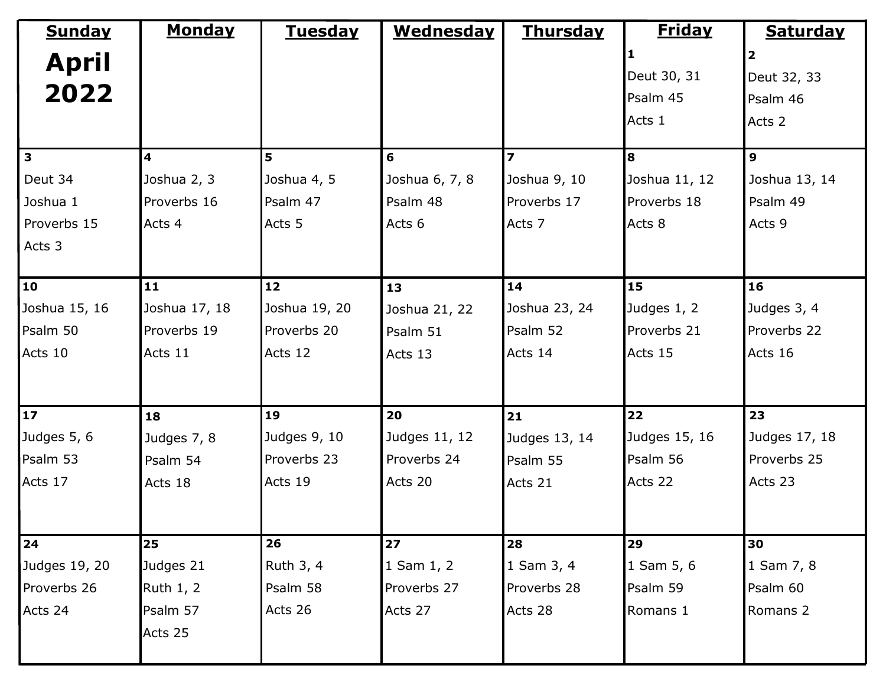| Sunday | Monday | Tuesday | Wednesday | Thursday | Friday | Saturday |
|---|---|---|---|---|---|---|
| **April 2022** | | | | | **1**<br>Deut 30, 31<br>Psalm 45<br>Acts 1 | **2**<br>Deut 32, 33<br>Psalm 46<br>Acts 2 |
| **3**<br>Deut 34<br>Joshua 1<br>Proverbs 15<br>Acts 3 | **4**<br>Joshua 2, 3<br>Proverbs 16<br>Acts 4 | **5**<br>Joshua 4, 5<br>Psalm 47<br>Acts 5 | **6**<br>Joshua 6, 7, 8<br>Psalm 48<br>Acts 6 | **7**<br>Joshua 9, 10<br>Proverbs 17<br>Acts 7 | **8**<br>Joshua 11, 12<br>Proverbs 18<br>Acts 8 | **9**<br>Joshua 13, 14<br>Psalm 49<br>Acts 9 |
| **10**<br>Joshua 15, 16<br>Psalm 50<br>Acts 10 | **11**<br>Joshua 17, 18<br>Proverbs 19<br>Acts 11 | **12**<br>Joshua 19, 20<br>Proverbs 20<br>Acts 12 | **13**<br>Joshua 21, 22<br>Psalm 51<br>Acts 13 | **14**<br>Joshua 23, 24<br>Psalm 52<br>Acts 14 | **15**<br>Judges 1, 2<br>Proverbs 21<br>Acts 15 | **16**<br>Judges 3, 4<br>Proverbs 22<br>Acts 16 |
| **17**<br>Judges 5, 6<br>Psalm 53<br>Acts 17 | **18**<br>Judges 7, 8<br>Psalm 54<br>Acts 18 | **19**<br>Judges 9, 10<br>Proverbs 23<br>Acts 19 | **20**<br>Judges 11, 12<br>Proverbs 24<br>Acts 20 | **21**<br>Judges 13, 14<br>Psalm 55<br>Acts 21 | **22**<br>Judges 15, 16<br>Psalm 56<br>Acts 22 | **23**<br>Judges 17, 18<br>Proverbs 25<br>Acts 23 |
| **24**<br>Judges 19, 20<br>Proverbs 26<br>Acts 24 | **25**<br>Judges 21<br>Ruth 1, 2<br>Psalm 57<br>Acts 25 | **26**<br>Ruth 3, 4<br>Psalm 58<br>Acts 26 | **27**<br>1 Sam 1, 2<br>Proverbs 27<br>Acts 27 | **28**<br>1 Sam 3, 4<br>Proverbs 28<br>Acts 28 | **29**<br>1 Sam 5, 6<br>Psalm 59<br>Romans 1 | **30**<br>1 Sam 7, 8<br>Psalm 60<br>Romans 2 |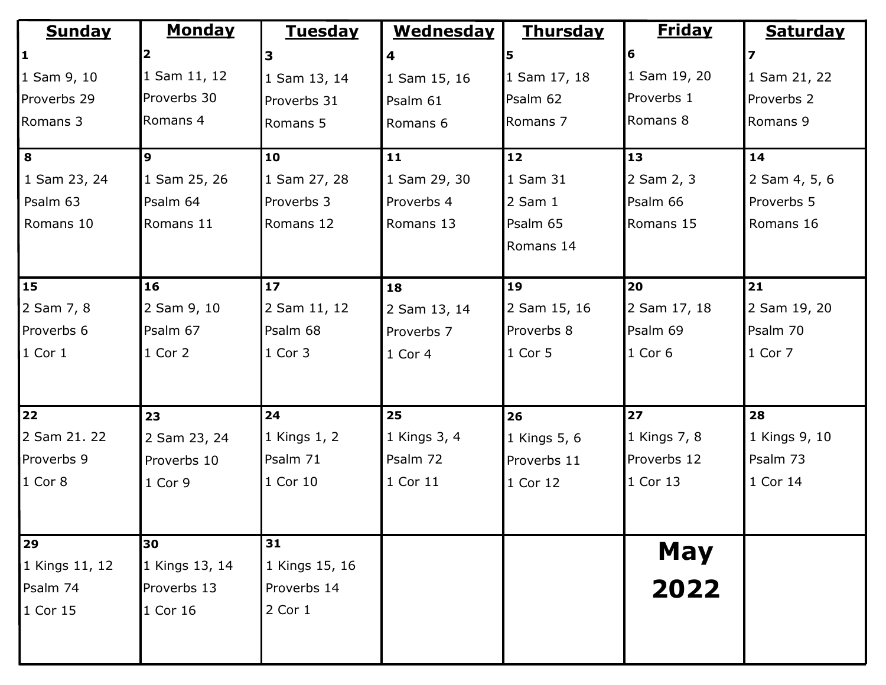# May 2022

| Sunday | Monday | Tuesday | Wednesday | Thursday | Friday | Saturday |
|---|---|---|---|---|---|---|
| **1**<br>1 Sam 9, 10<br>Proverbs 29<br>Romans 3 | **2**<br>1 Sam 11, 12<br>Proverbs 30<br>Romans 4 | **3**<br>1 Sam 13, 14<br>Proverbs 31<br>Romans 5 | **4**<br>1 Sam 15, 16<br>Psalm 61<br>Romans 6 | **5**<br>1 Sam 17, 18<br>Psalm 62<br>Romans 7 | **6**<br>1 Sam 19, 20<br>Proverbs 1<br>Romans 8 | **7**<br>1 Sam 21, 22<br>Proverbs 2<br>Romans 9 |
| **8**<br>1 Sam 23, 24<br>Psalm 63<br>Romans 10 | **9**<br>1 Sam 25, 26<br>Psalm 64<br>Romans 11 | **10**<br>1 Sam 27, 28<br>Proverbs 3<br>Romans 12 | **11**<br>1 Sam 29, 30<br>Proverbs 4<br>Romans 13 | **12**<br>1 Sam 31<br>2 Sam 1<br>Psalm 65<br>Romans 14 | **13**<br>2 Sam 2, 3<br>Psalm 66<br>Romans 15 | **14**<br>2 Sam 4, 5, 6<br>Proverbs 5<br>Romans 16 |
| **15**<br>2 Sam 7, 8<br>Proverbs 6<br>1 Cor 1 | **16**<br>2 Sam 9, 10<br>Psalm 67<br>1 Cor 2 | **17**<br>2 Sam 11, 12<br>Psalm 68<br>1 Cor 3 | **18**<br>2 Sam 13, 14<br>Proverbs 7<br>1 Cor 4 | **19**<br>2 Sam 15, 16<br>Proverbs 8<br>1 Cor 5 | **20**<br>2 Sam 17, 18<br>Psalm 69<br>1 Cor 6 | **21**<br>2 Sam 19, 20<br>Psalm 70<br>1 Cor 7 |
| **22**<br>2 Sam 21. 22<br>Proverbs 9<br>1 Cor 8 | **23**<br>2 Sam 23, 24<br>Proverbs 10<br>1 Cor 9 | **24**<br>1 Kings 1, 2<br>Psalm 71<br>1 Cor 10 | **25**<br>1 Kings 3, 4<br>Psalm 72<br>1 Cor 11 | **26**<br>1 Kings 5, 6<br>Proverbs 11<br>1 Cor 12 | **27**<br>1 Kings 7, 8<br>Proverbs 12<br>1 Cor 13 | **28**<br>1 Kings 9, 10<br>Psalm 73<br>1 Cor 14 |
| **29**<br>1 Kings 11, 12<br>Psalm 74<br>1 Cor 15 | **30**<br>1 Kings 13, 14<br>Proverbs 13<br>1 Cor 16 | **31**<br>1 Kings 15, 16<br>Proverbs 14<br>2 Cor 1 | | | **May 2022** | |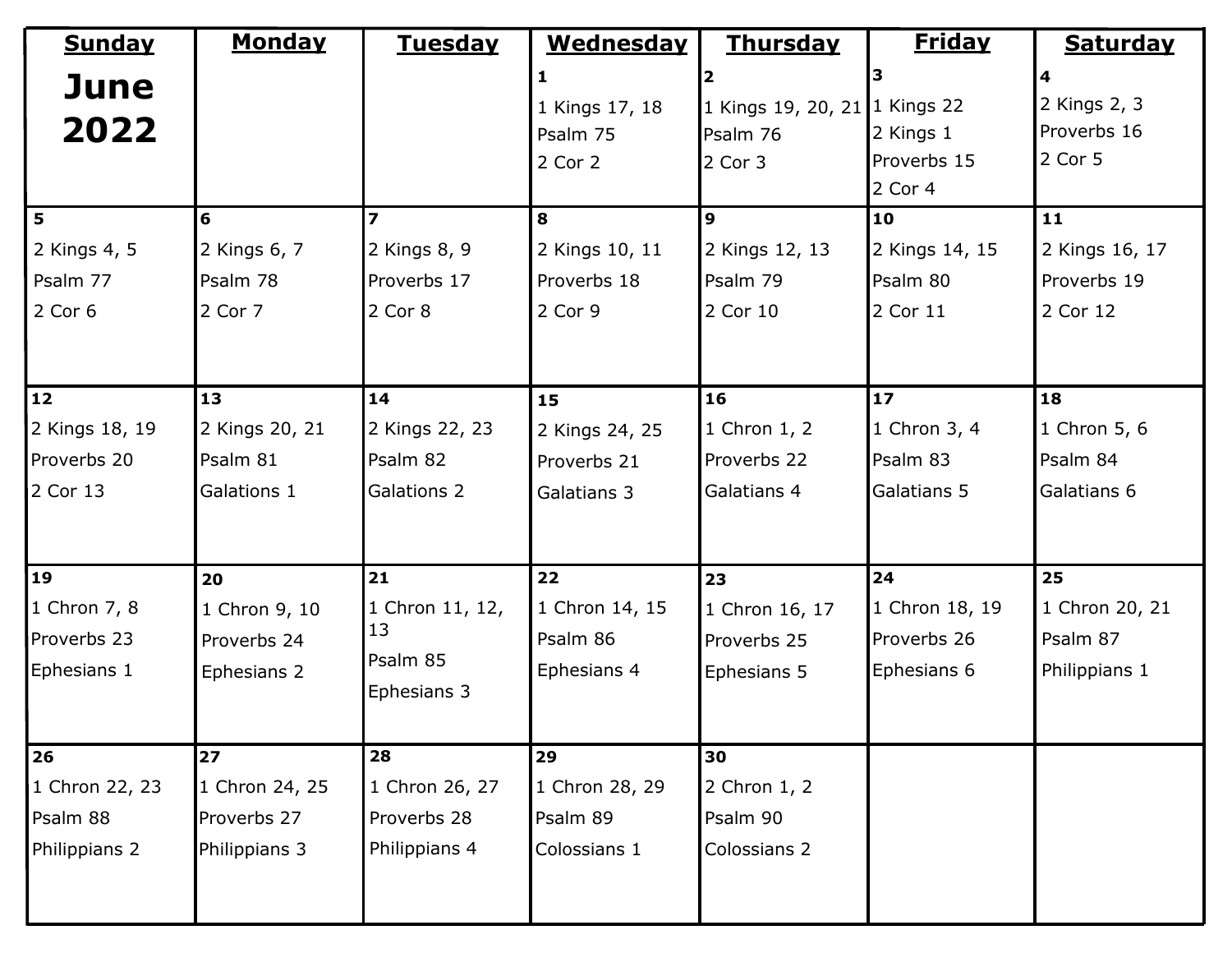| Sunday | Monday | Tuesday | Wednesday | Thursday | Friday | Saturday |
|---|---|---|---|---|---|---|
| **June 2022** | | | 1<br>1 Kings 17, 18<br>Psalm 75<br>2 Cor 2 | 2<br>1 Kings 19, 20, 21<br>Psalm 76<br>2 Cor 3 | 3<br>1 Kings 22<br>2 Kings 1<br>Proverbs 15<br>2 Cor 4 | 4<br>2 Kings 2, 3<br>Proverbs 16<br>2 Cor 5 |
| 5<br>2 Kings 4, 5<br>Psalm 77<br>2 Cor 6 | 6<br>2 Kings 6, 7<br>Psalm 78<br>2 Cor 7 | 7<br>2 Kings 8, 9<br>Proverbs 17<br>2 Cor 8 | 8<br>2 Kings 10, 11<br>Proverbs 18<br>2 Cor 9 | 9<br>2 Kings 12, 13<br>Psalm 79<br>2 Cor 10 | 10<br>2 Kings 14, 15<br>Psalm 80<br>2 Cor 11 | 11<br>2 Kings 16, 17<br>Proverbs 19<br>2 Cor 12 |
| 12<br>2 Kings 18, 19<br>Proverbs 20<br>2 Cor 13 | 13<br>2 Kings 20, 21<br>Psalm 81<br>Galations 1 | 14<br>2 Kings 22, 23<br>Psalm 82<br>Galations 2 | 15<br>2 Kings 24, 25<br>Proverbs 21<br>Galatians 3 | 16<br>1 Chron 1, 2<br>Proverbs 22<br>Galatians 4 | 17<br>1 Chron 3, 4<br>Psalm 83<br>Galatians 5 | 18<br>1 Chron 5, 6<br>Psalm 84<br>Galatians 6 |
| 19<br>1 Chron 7, 8<br>Proverbs 23<br>Ephesians 1 | 20<br>1 Chron 9, 10<br>Proverbs 24<br>Ephesians 2 | 21<br>1 Chron 11, 12, 13<br>Psalm 85<br>Ephesians 3 | 22<br>1 Chron 14, 15<br>Psalm 86<br>Ephesians 4 | 23<br>1 Chron 16, 17<br>Proverbs 25<br>Ephesians 5 | 24<br>1 Chron 18, 19<br>Proverbs 26<br>Ephesians 6 | 25<br>1 Chron 20, 21<br>Psalm 87<br>Philippians 1 |
| 26<br>1 Chron 22, 23<br>Psalm 88<br>Philippians 2 | 27<br>1 Chron 24, 25<br>Proverbs 27<br>Philippians 3 | 28<br>1 Chron 26, 27<br>Proverbs 28<br>Philippians 4 | 29<br>1 Chron 28, 29<br>Psalm 89<br>Colossians 1 | 30<br>2 Chron 1, 2<br>Psalm 90<br>Colossians 2 | | |